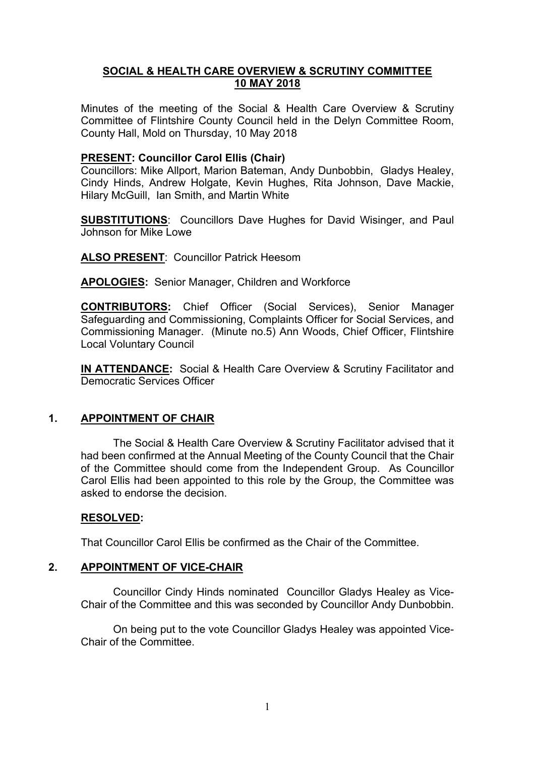# SOCIAL & HEALTH CARE OVERVIEW & SCRUTINY COMMITTEE
## 10 MAY 2018

Minutes of the meeting of the Social & Health Care Overview & Scrutiny Committee of Flintshire County Council held in the Delyn Committee Room, County Hall, Mold on Thursday, 10 May 2018

**PRESENT: Councillor Carol Ellis (Chair)**
Councillors: Mike Allport, Marion Bateman, Andy Dunbobbin, Gladys Healey, Cindy Hinds, Andrew Holgate, Kevin Hughes, Rita Johnson, Dave Mackie, Hilary McGuill, Ian Smith, and Martin White

**SUBSTITUTIONS**: Councillors Dave Hughes for David Wisinger, and Paul Johnson for Mike Lowe

**ALSO PRESENT**: Councillor Patrick Heesom

**APOLOGIES:** Senior Manager, Children and Workforce

**CONTRIBUTORS:** Chief Officer (Social Services), Senior Manager Safeguarding and Commissioning, Complaints Officer for Social Services, and Commissioning Manager. (Minute no.5) Ann Woods, Chief Officer, Flintshire Local Voluntary Council

**IN ATTENDANCE:** Social & Health Care Overview & Scrutiny Facilitator and Democratic Services Officer

## 1. APPOINTMENT OF CHAIR

The Social & Health Care Overview & Scrutiny Facilitator advised that it had been confirmed at the Annual Meeting of the County Council that the Chair of the Committee should come from the Independent Group. As Councillor Carol Ellis had been appointed to this role by the Group, the Committee was asked to endorse the decision.

**RESOLVED:**

That Councillor Carol Ellis be confirmed as the Chair of the Committee.

## 2. APPOINTMENT OF VICE-CHAIR

Councillor Cindy Hinds nominated Councillor Gladys Healey as Vice-Chair of the Committee and this was seconded by Councillor Andy Dunbobbin.

On being put to the vote Councillor Gladys Healey was appointed Vice-Chair of the Committee.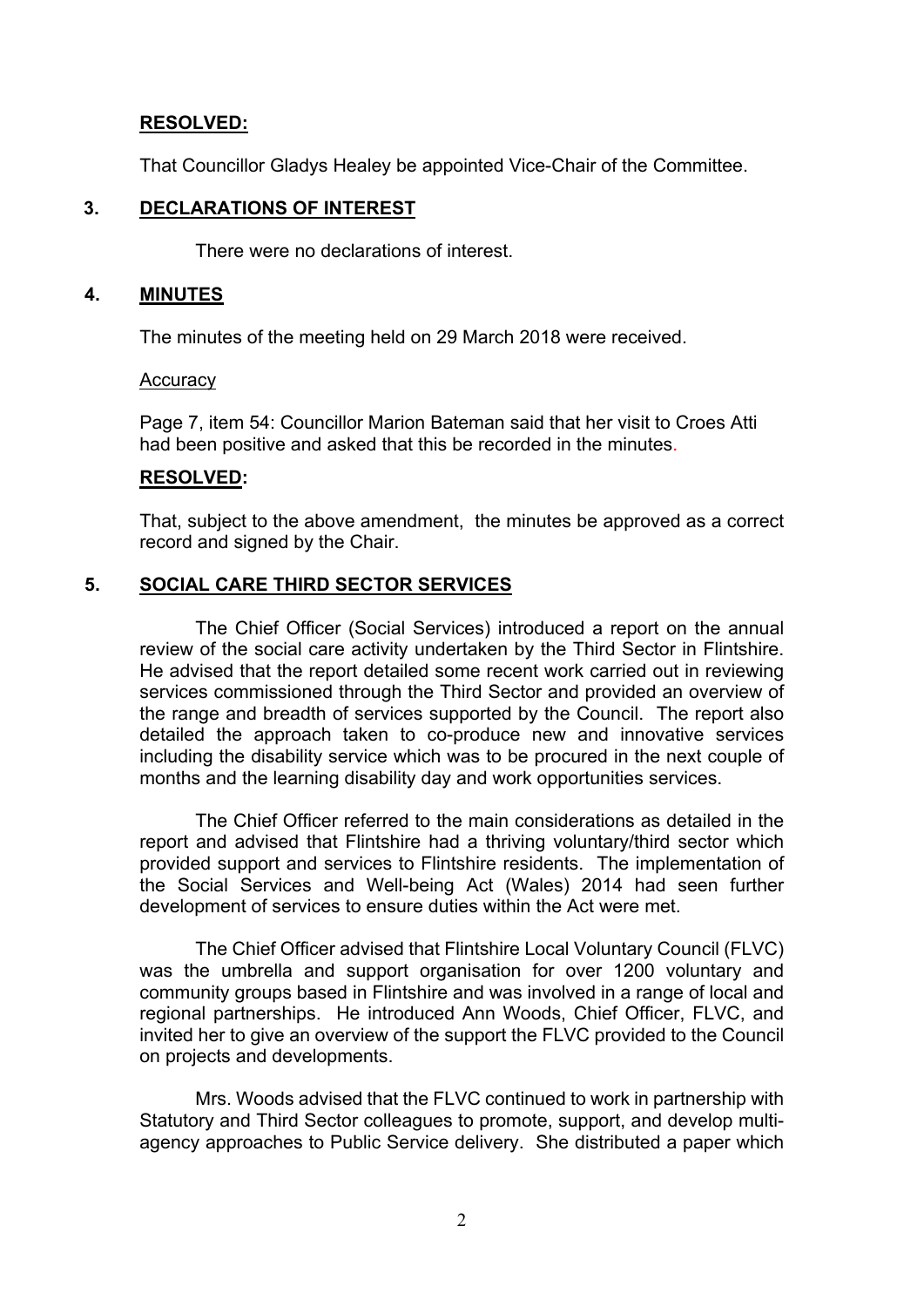**RESOLVED:**

That Councillor Gladys Healey be appointed Vice-Chair of the Committee.

## 3. DECLARATIONS OF INTEREST

There were no declarations of interest.

## 4. MINUTES

The minutes of the meeting held on 29 March 2018 were received.

Accuracy

Page 7, item 54: Councillor Marion Bateman said that her visit to Croes Atti had been positive and asked that this be recorded in the minutes.

**RESOLVED:**

That, subject to the above amendment, the minutes be approved as a correct record and signed by the Chair.

## 5. SOCIAL CARE THIRD SECTOR SERVICES

The Chief Officer (Social Services) introduced a report on the annual review of the social care activity undertaken by the Third Sector in Flintshire. He advised that the report detailed some recent work carried out in reviewing services commissioned through the Third Sector and provided an overview of the range and breadth of services supported by the Council. The report also detailed the approach taken to co-produce new and innovative services including the disability service which was to be procured in the next couple of months and the learning disability day and work opportunities services.

The Chief Officer referred to the main considerations as detailed in the report and advised that Flintshire had a thriving voluntary/third sector which provided support and services to Flintshire residents. The implementation of the Social Services and Well-being Act (Wales) 2014 had seen further development of services to ensure duties within the Act were met.

The Chief Officer advised that Flintshire Local Voluntary Council (FLVC) was the umbrella and support organisation for over 1200 voluntary and community groups based in Flintshire and was involved in a range of local and regional partnerships. He introduced Ann Woods, Chief Officer, FLVC, and invited her to give an overview of the support the FLVC provided to the Council on projects and developments.

Mrs. Woods advised that the FLVC continued to work in partnership with Statutory and Third Sector colleagues to promote, support, and develop multi-agency approaches to Public Service delivery. She distributed a paper which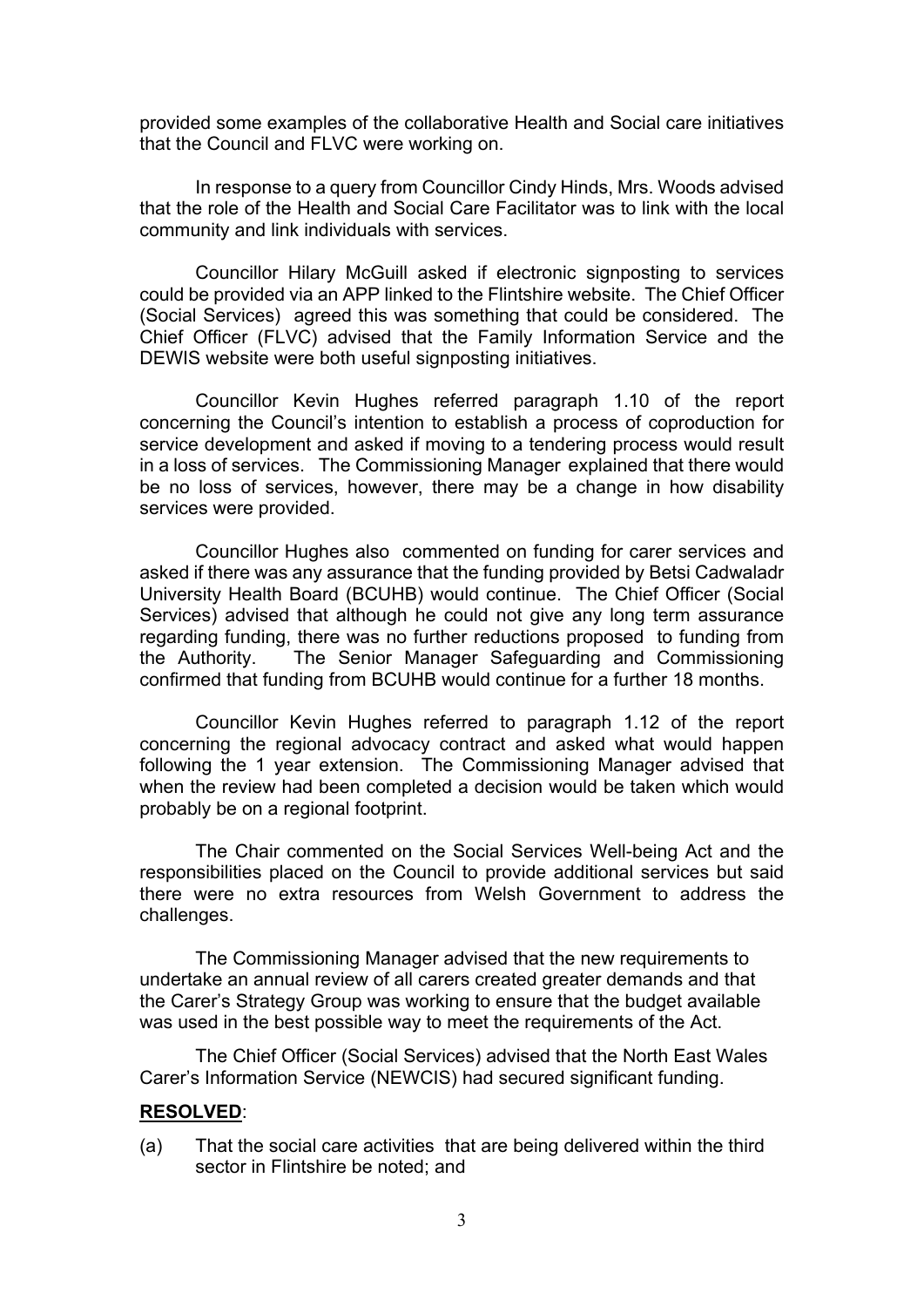provided some examples of the collaborative Health and Social care initiatives that the Council and FLVC were working on.

In response to a query from Councillor Cindy Hinds, Mrs. Woods advised that the role of the Health and Social Care Facilitator was to link with the local community and link individuals with services.

Councillor Hilary McGuill asked if electronic signposting to services could be provided via an APP linked to the Flintshire website. The Chief Officer (Social Services) agreed this was something that could be considered. The Chief Officer (FLVC) advised that the Family Information Service and the DEWIS website were both useful signposting initiatives.

Councillor Kevin Hughes referred paragraph 1.10 of the report concerning the Council's intention to establish a process of coproduction for service development and asked if moving to a tendering process would result in a loss of services. The Commissioning Manager explained that there would be no loss of services, however, there may be a change in how disability services were provided.

Councillor Hughes also commented on funding for carer services and asked if there was any assurance that the funding provided by Betsi Cadwaladr University Health Board (BCUHB) would continue. The Chief Officer (Social Services) advised that although he could not give any long term assurance regarding funding, there was no further reductions proposed to funding from the Authority. The Senior Manager Safeguarding and Commissioning confirmed that funding from BCUHB would continue for a further 18 months.

Councillor Kevin Hughes referred to paragraph 1.12 of the report concerning the regional advocacy contract and asked what would happen following the 1 year extension. The Commissioning Manager advised that when the review had been completed a decision would be taken which would probably be on a regional footprint.

The Chair commented on the Social Services Well-being Act and the responsibilities placed on the Council to provide additional services but said there were no extra resources from Welsh Government to address the challenges.

The Commissioning Manager advised that the new requirements to undertake an annual review of all carers created greater demands and that the Carer's Strategy Group was working to ensure that the budget available was used in the best possible way to meet the requirements of the Act.

The Chief Officer (Social Services) advised that the North East Wales Carer's Information Service (NEWCIS) had secured significant funding.

**RESOLVED**:

(a) That the social care activities that are being delivered within the third sector in Flintshire be noted; and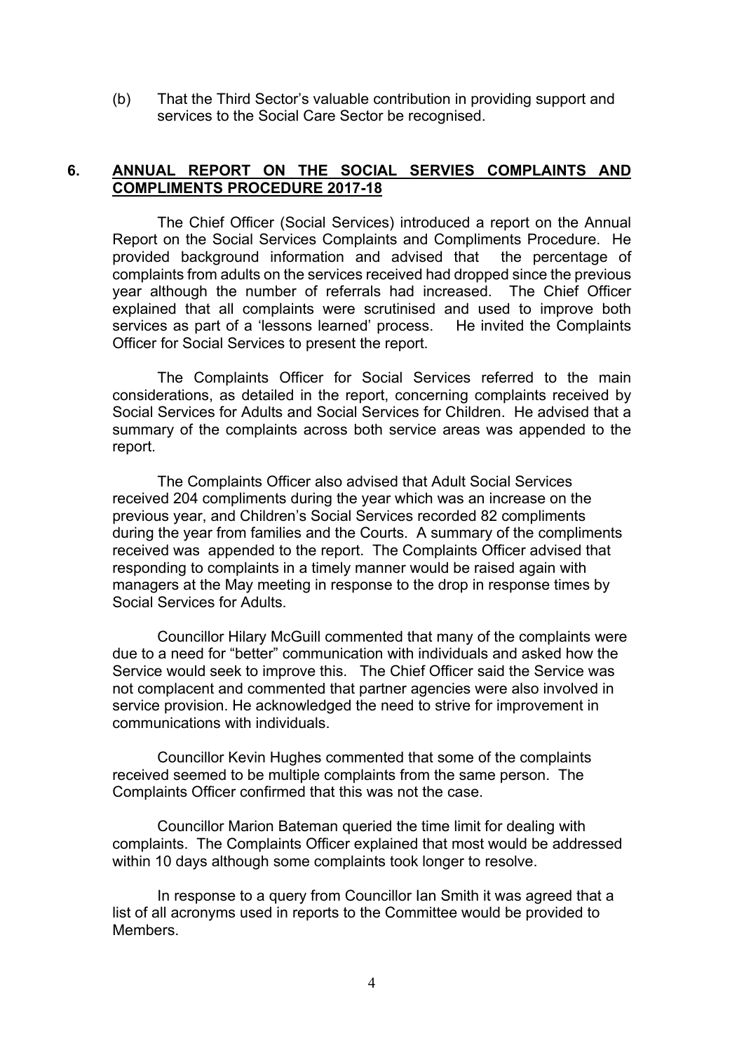(b) That the Third Sector's valuable contribution in providing support and services to the Social Care Sector be recognised.

## 6. ANNUAL REPORT ON THE SOCIAL SERVIES COMPLAINTS AND COMPLIMENTS PROCEDURE 2017-18

The Chief Officer (Social Services) introduced a report on the Annual Report on the Social Services Complaints and Compliments Procedure. He provided background information and advised that the percentage of complaints from adults on the services received had dropped since the previous year although the number of referrals had increased. The Chief Officer explained that all complaints were scrutinised and used to improve both services as part of a 'lessons learned' process. He invited the Complaints Officer for Social Services to present the report.

The Complaints Officer for Social Services referred to the main considerations, as detailed in the report, concerning complaints received by Social Services for Adults and Social Services for Children. He advised that a summary of the complaints across both service areas was appended to the report.

The Complaints Officer also advised that Adult Social Services received 204 compliments during the year which was an increase on the previous year, and Children's Social Services recorded 82 compliments during the year from families and the Courts. A summary of the compliments received was appended to the report. The Complaints Officer advised that responding to complaints in a timely manner would be raised again with managers at the May meeting in response to the drop in response times by Social Services for Adults.

Councillor Hilary McGuill commented that many of the complaints were due to a need for "better" communication with individuals and asked how the Service would seek to improve this. The Chief Officer said the Service was not complacent and commented that partner agencies were also involved in service provision. He acknowledged the need to strive for improvement in communications with individuals.

Councillor Kevin Hughes commented that some of the complaints received seemed to be multiple complaints from the same person. The Complaints Officer confirmed that this was not the case.

Councillor Marion Bateman queried the time limit for dealing with complaints. The Complaints Officer explained that most would be addressed within 10 days although some complaints took longer to resolve.

In response to a query from Councillor Ian Smith it was agreed that a list of all acronyms used in reports to the Committee would be provided to Members.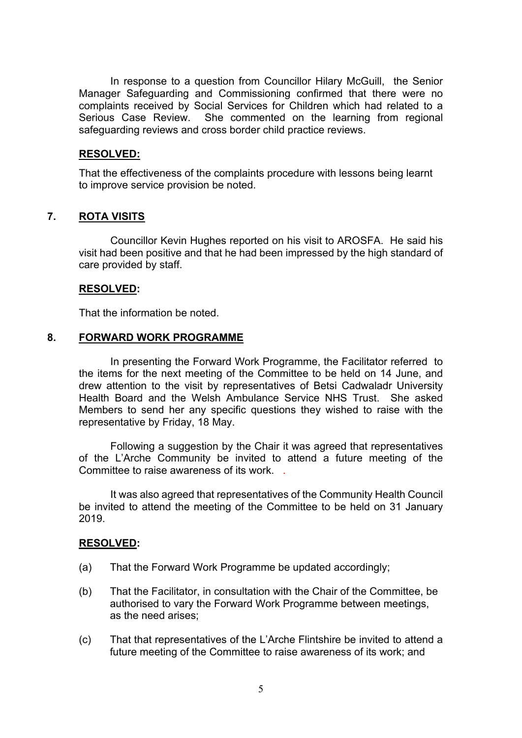In response to a question from Councillor Hilary McGuill, the Senior Manager Safeguarding and Commissioning confirmed that there were no complaints received by Social Services for Children which had related to a Serious Case Review. She commented on the learning from regional safeguarding reviews and cross border child practice reviews.

**RESOLVED:**

That the effectiveness of the complaints procedure with lessons being learnt to improve service provision be noted.

## 7. ROTA VISITS

Councillor Kevin Hughes reported on his visit to AROSFA. He said his visit had been positive and that he had been impressed by the high standard of care provided by staff.

**RESOLVED:**

That the information be noted.

## 8. FORWARD WORK PROGRAMME

In presenting the Forward Work Programme, the Facilitator referred to the items for the next meeting of the Committee to be held on 14 June, and drew attention to the visit by representatives of Betsi Cadwaladr University Health Board and the Welsh Ambulance Service NHS Trust. She asked Members to send her any specific questions they wished to raise with the representative by Friday, 18 May.

Following a suggestion by the Chair it was agreed that representatives of the L'Arche Community be invited to attend a future meeting of the Committee to raise awareness of its work. .

It was also agreed that representatives of the Community Health Council be invited to attend the meeting of the Committee to be held on 31 January 2019.

**RESOLVED:**

(a) That the Forward Work Programme be updated accordingly;

(b) That the Facilitator, in consultation with the Chair of the Committee, be authorised to vary the Forward Work Programme between meetings, as the need arises;

(c) That that representatives of the L'Arche Flintshire be invited to attend a future meeting of the Committee to raise awareness of its work; and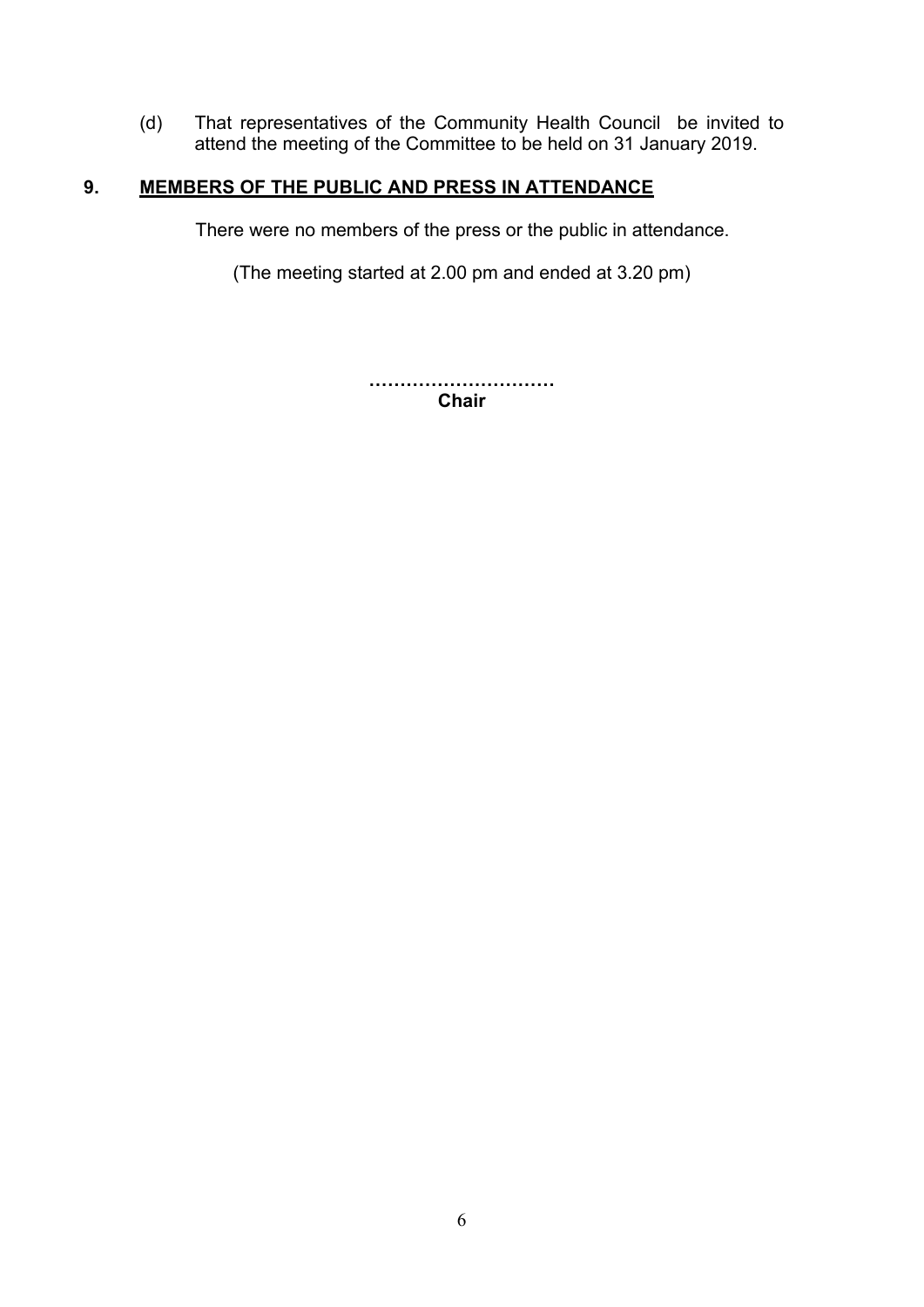(d) That representatives of the Community Health Council be invited to attend the meeting of the Committee to be held on 31 January 2019.

## 9. MEMBERS OF THE PUBLIC AND PRESS IN ATTENDANCE

There were no members of the press or the public in attendance.

(The meeting started at 2.00 pm and ended at 3.20 pm)

…………………………

**Chair**